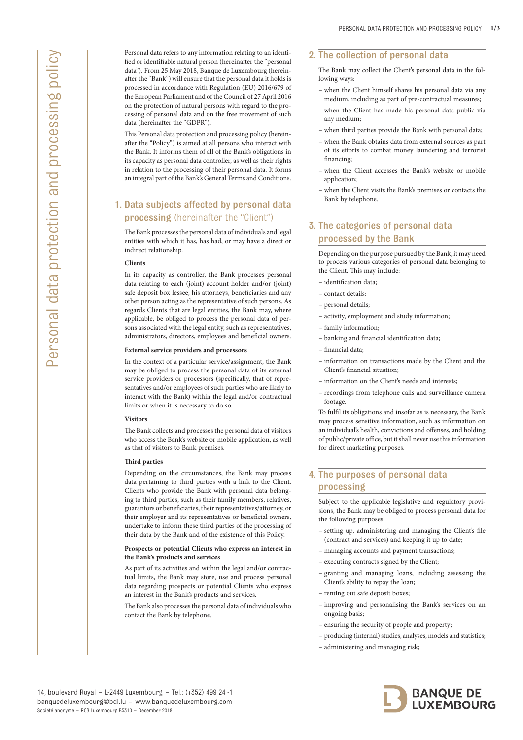# Personal data protection and processing policy

Personal data refers to any information relating to an identified or identifiable natural person (hereinafter the "personal data"). From 25 May 2018, Banque de Luxembourg (hereinafter the "Bank") will ensure that the personal data it holds is processed in accordance with Regulation (EU) 2016/679 of the European Parliament and of the Council of 27 April 2016 on the protection of natural persons with regard to the processing of personal data and on the free movement of such data (hereinafter the "GDPR").

This Personal data protection and processing policy (hereinafter the "Policy") is aimed at all persons who interact with the Bank. It informs them of all of the Bank's obligations in its capacity as personal data controller, as well as their rights in relation to the processing of their personal data. It forms an integral part of the Bank's General Terms and Conditions.

## 1. Data subjects affected by personal data processing (hereinafter the "Client")

The Bank processes the personal data of individuals and legal entities with which it has, has had, or may have a direct or indirect relationship.

**Clients**

In its capacity as controller, the Bank processes personal data relating to each (joint) account holder and/or (joint) safe deposit box lessee, his attorneys, beneficiaries and any other person acting as the representative of such persons. As regards Clients that are legal entities, the Bank may, where applicable, be obliged to process the personal data of persons associated with the legal entity, such as representatives, administrators, directors, employees and beneficial owners.

**External service providers and processors**

In the context of a particular service/assignment, the Bank may be obliged to process the personal data of its external service providers or processors (specifically, that of representatives and/or employees of such parties who are likely to interact with the Bank) within the legal and/or contractual limits or when it is necessary to do so.

**Visitors**

The Bank collects and processes the personal data of visitors who access the Bank's website or mobile application, as well as that of visitors to Bank premises.

**Third parties**

Depending on the circumstances, the Bank may process data pertaining to third parties with a link to the Client. Clients who provide the Bank with personal data belonging to third parties, such as their family members, relatives, guarantors or beneficiaries, their representatives/attorney, or their employer and its representatives or beneficial owners, undertake to inform these third parties of the processing of their data by the Bank and of the existence of this Policy.

**Prospects or potential Clients who express an interest in the Bank's products and services**

As part of its activities and within the legal and/or contractual limits, the Bank may store, use and process personal data regarding prospects or potential Clients who express an interest in the Bank's products and services.

The Bank also processes the personal data of individuals who contact the Bank by telephone.

## 2. The collection of personal data

The Bank may collect the Client's personal data in the following ways:

- when the Client himself shares his personal data via any medium, including as part of pre-contractual measures;
- when the Client has made his personal data public via any medium;
- when third parties provide the Bank with personal data;
- when the Bank obtains data from external sources as part of its efforts to combat money laundering and terrorist financing;
- when the Client accesses the Bank's website or mobile application;
- when the Client visits the Bank's premises or contacts the Bank by telephone.

## 3. The categories of personal data processed by the Bank

Depending on the purpose pursued by the Bank, it may need to process various categories of personal data belonging to the Client. This may include:

- identification data;
- contact details;
- personal details;
- activity, employment and study information;
- family information;
- banking and financial identification data;
- financial data;
- information on transactions made by the Client and the Client's financial situation;
- information on the Client's needs and interests;
- recordings from telephone calls and surveillance camera footage.

To fulfil its obligations and insofar as is necessary, the Bank may process sensitive information, such as information on an individual's health, convictions and offenses, and holding of public/private office, but it shall never use this information for direct marketing purposes.

## 4. The purposes of personal data processing

Subject to the applicable legislative and regulatory provisions, the Bank may be obliged to process personal data for the following purposes:

- setting up, administering and managing the Client's file (contract and services) and keeping it up to date;
- managing accounts and payment transactions;
- executing contracts signed by the Client;
- granting and managing loans, including assessing the Client's ability to repay the loan;
- renting out safe deposit boxes;
- improving and personalising the Bank's services on an ongoing basis;
- ensuring the security of people and property;
- producing (internal) studies, analyses, models and statistics;
- administering and managing risk;

14, boulevard Royal – L-2449 Luxembourg – Tel.: (+352) 499 24 -1
banquedeluxembourg@bdl.lu – www.banquedeluxembourg.com
Société anonyme – RCS Luxembourg B5310 – December 2018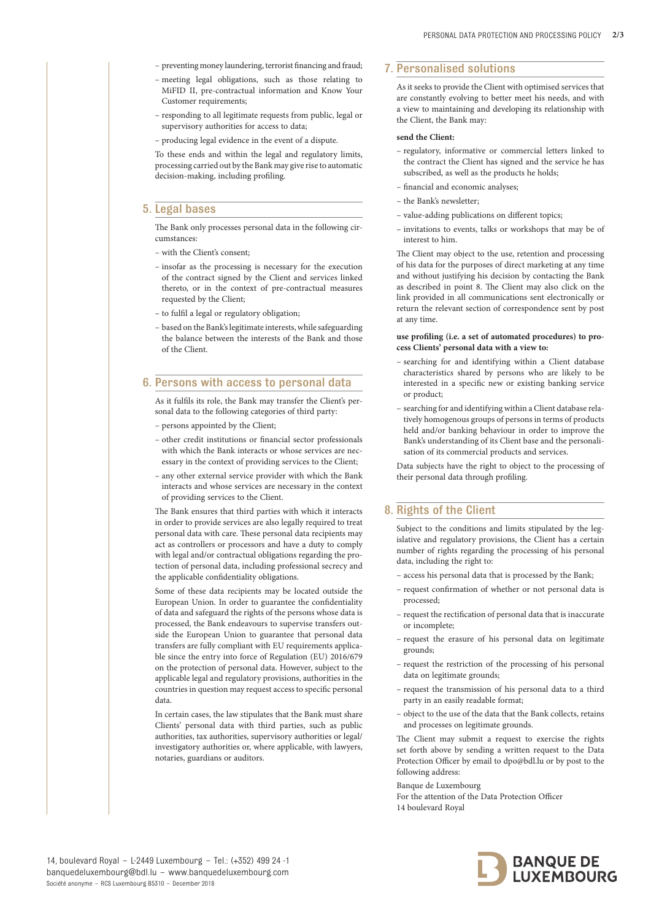– preventing money laundering, terrorist financing and fraud;
– meeting legal obligations, such as those relating to MiFID II, pre-contractual information and Know Your Customer requirements;
– responding to all legitimate requests from public, legal or supervisory authorities for access to data;
– producing legal evidence in the event of a dispute.

To these ends and within the legal and regulatory limits, processing carried out by the Bank may give rise to automatic decision-making, including profiling.

## 5. Legal bases

The Bank only processes personal data in the following circumstances:

– with the Client's consent;
– insofar as the processing is necessary for the execution of the contract signed by the Client and services linked thereto, or in the context of pre-contractual measures requested by the Client;
– to fulfil a legal or regulatory obligation;
– based on the Bank's legitimate interests, while safeguarding the balance between the interests of the Bank and those of the Client.

## 6. Persons with access to personal data

As it fulfils its role, the Bank may transfer the Client's personal data to the following categories of third party:

– persons appointed by the Client;
– other credit institutions or financial sector professionals with which the Bank interacts or whose services are necessary in the context of providing services to the Client;
– any other external service provider with which the Bank interacts and whose services are necessary in the context of providing services to the Client.

The Bank ensures that third parties with which it interacts in order to provide services are also legally required to treat personal data with care. These personal data recipients may act as controllers or processors and have a duty to comply with legal and/or contractual obligations regarding the protection of personal data, including professional secrecy and the applicable confidentiality obligations.

Some of these data recipients may be located outside the European Union. In order to guarantee the confidentiality of data and safeguard the rights of the persons whose data is processed, the Bank endeavours to supervise transfers outside the European Union to guarantee that personal data transfers are fully compliant with EU requirements applicable since the entry into force of Regulation (EU) 2016/679 on the protection of personal data. However, subject to the applicable legal and regulatory provisions, authorities in the countries in question may request access to specific personal data.

In certain cases, the law stipulates that the Bank must share Clients' personal data with third parties, such as public authorities, tax authorities, supervisory authorities or legal/investigatory authorities or, where applicable, with lawyers, notaries, guardians or auditors.

## 7. Personalised solutions

As it seeks to provide the Client with optimised services that are constantly evolving to better meet his needs, and with a view to maintaining and developing its relationship with the Client, the Bank may:

**send the Client:**

– regulatory, informative or commercial letters linked to the contract the Client has signed and the service he has subscribed, as well as the products he holds;
– financial and economic analyses;
– the Bank's newsletter;
– value-adding publications on different topics;
– invitations to events, talks or workshops that may be of interest to him.

The Client may object to the use, retention and processing of his data for the purposes of direct marketing at any time and without justifying his decision by contacting the Bank as described in point 8. The Client may also click on the link provided in all communications sent electronically or return the relevant section of correspondence sent by post at any time.

**use profiling (i.e. a set of automated procedures) to process Clients' personal data with a view to:**

– searching for and identifying within a Client database characteristics shared by persons who are likely to be interested in a specific new or existing banking service or product;
– searching for and identifying within a Client database relatively homogenous groups of persons in terms of products held and/or banking behaviour in order to improve the Bank's understanding of its Client base and the personalisation of its commercial products and services.

Data subjects have the right to object to the processing of their personal data through profiling.

## 8. Rights of the Client

Subject to the conditions and limits stipulated by the legislative and regulatory provisions, the Client has a certain number of rights regarding the processing of his personal data, including the right to:

– access his personal data that is processed by the Bank;
– request confirmation of whether or not personal data is processed;
– request the rectification of personal data that is inaccurate or incomplete;
– request the erasure of his personal data on legitimate grounds;
– request the restriction of the processing of his personal data on legitimate grounds;
– request the transmission of his personal data to a third party in an easily readable format;
– object to the use of the data that the Bank collects, retains and processes on legitimate grounds.

The Client may submit a request to exercise the rights set forth above by sending a written request to the Data Protection Officer by email to dpo@bdl.lu or by post to the following address:

Banque de Luxembourg
For the attention of the Data Protection Officer
14 boulevard Royal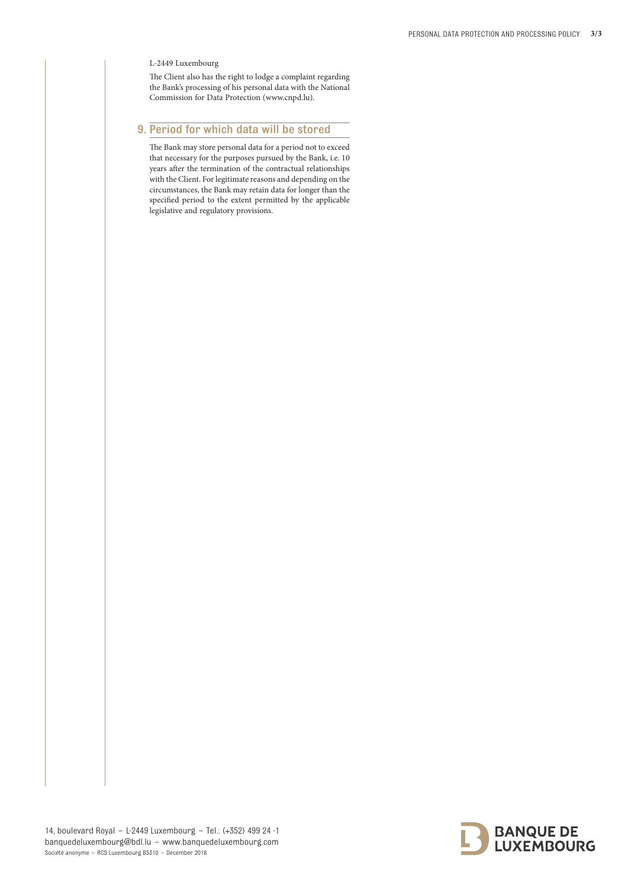L-2449 Luxembourg

The Client also has the right to lodge a complaint regarding the Bank's processing of his personal data with the National Commission for Data Protection (www.cnpd.lu).

## 9. Period for which data will be stored

The Bank may store personal data for a period not to exceed that necessary for the purposes pursued by the Bank, i.e. 10 years after the termination of the contractual relationships with the Client. For legitimate reasons and depending on the circumstances, the Bank may retain data for longer than the specified period to the extent permitted by the applicable legislative and regulatory provisions.

14, boulevard Royal – L-2449 Luxembourg – Tel.: (+352) 499 24 -1
banquedeluxembourg@bdl.lu – www.banquedeluxembourg.com
Société anonyme – RCS Luxembourg B5310 – December 2018

BANQUE DE LUXEMBOURG